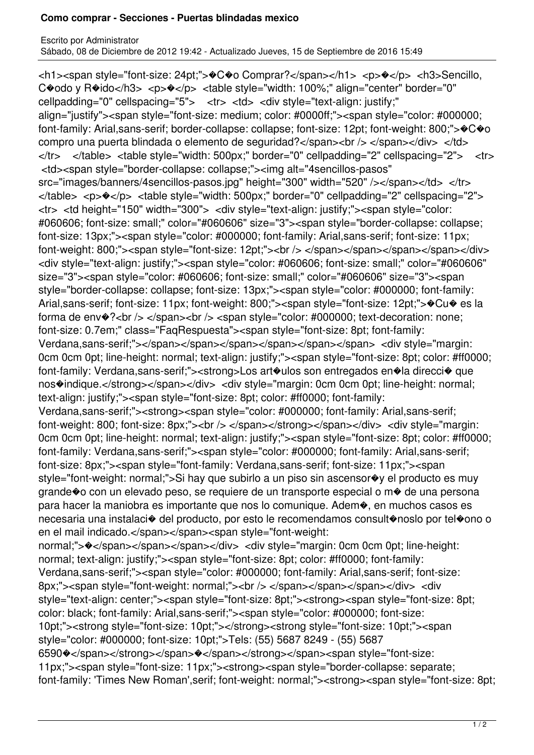# Como comprar - Secciones - Puertas blindadas mexico

Escrito por Administrator
Sábado, 08 de Diciembre de 2012 19:42 - Actualizado Jueves, 15 de Septiembre de 2016 15:49

```
<h1><span style="font-size: 24pt;">�C�o Comprar?</span></h1>  <p>�</p>  <h3>Sencillo, C�odo y R�ido</h3>  <p>�</p>  <table style="width: 100%;" align="center" border="0" cellpadding="0" cellspacing="5">   <tr>  <td>  <div style="text-align: justify;" align="justify"><span style="font-size: medium; color: #0000ff;"><span style="color: #000000; font-family: Arial,sans-serif; border-collapse: collapse; font-size: 12pt; font-weight: 800;">�C�o compro una puerta blindada o elemento de seguridad?</span><br /> </span></div>  </td> </tr>   </table>  <table style="width: 500px;" border="0" cellpadding="2" cellspacing="2">   <tr>  <td><span style="border-collapse: collapse;"><img alt="4sencillos-pasos" src="images/banners/4sencillos-pasos.jpg" height="300" width="520" /></span></td>  </tr> </table>  <p>�</p>  <table style="width: 500px;" border="0" cellpadding="2" cellspacing="2"> <tr>  <td height="150" width="300">  <div style="text-align: justify;"><span style="color: #060606; font-size: small;" color="#060606" size="3"><span style="border-collapse: collapse; font-size: 13px;"><span style="color: #000000; font-family: Arial,sans-serif; font-size: 11px; font-weight: 800;"><span style="font-size: 12pt;"><br /> </span></span></span></span></div> <div style="text-align: justify;"><span style="color: #060606; font-size: small;" color="#060606" size="3"><span style="color: #060606; font-size: small;" color="#060606" size="3"><span style="border-collapse: collapse; font-size: 13px;"><span style="color: #000000; font-family: Arial,sans-serif; font-size: 11px; font-weight: 800;"><span style="font-size: 12pt;">�Cu� es la forma de env�?<br /> </span><br /> <span style="color: #000000; text-decoration: none; font-size: 0.7em;" class="FaqRespuesta"><span style="font-size: 8pt; font-family: Verdana,sans-serif;"></span></span></span></span></span></span>  <div style="margin: 0cm 0cm 0pt; line-height: normal; text-align: justify;"><span style="font-size: 8pt; color: #ff0000; font-family: Verdana,sans-serif;"><strong>Los art�ulos son entregados en�la direcci� que nos�indique.</strong></span></div>  <div style="margin: 0cm 0cm 0pt; line-height: normal; text-align: justify;"><span style="font-size: 8pt; color: #ff0000; font-family: Verdana,sans-serif;"><strong><span style="color: #000000; font-family: Arial,sans-serif; font-weight: 800; font-size: 8px;"><br /> </span></strong></span></div>  <div style="margin: 0cm 0cm 0pt; line-height: normal; text-align: justify;"><span style="font-size: 8pt; color: #ff0000; font-family: Verdana,sans-serif;"><span style="color: #000000; font-family: Arial,sans-serif; font-size: 8px;"><span style="font-family: Verdana,sans-serif; font-size: 11px;"><span style="font-weight: normal;">Si hay que subirlo a un piso sin ascensor�y el producto es muy grande�o con un elevado peso, se requiere de un transporte especial o m� de una persona para hacer la maniobra es importante que nos lo comunique. Adem�, en muchos casos es necesaria una instalaci� del producto, por esto le recomendamos consult�noslo por tel�ono o en el mail indicado.</span></span><span style="font-weight: normal;">�</span></span></span></div>  <div style="margin: 0cm 0cm 0pt; line-height: normal; text-align: justify;"><span style="font-size: 8pt; color: #ff0000; font-family: Verdana,sans-serif;"><span style="color: #000000; font-family: Arial,sans-serif; font-size: 8px;"><span style="font-weight: normal;"><br /> </span></span></span></div>  <div style="text-align: center;"><span style="font-size: 8pt;"><strong><span style="font-size: 8pt; color: black; font-family: Arial,sans-serif;"><span style="color: #000000; font-size: 10pt;"><strong style="font-size: 10pt;"></strong><strong style="font-size: 10pt;"><span style="color: #000000; font-size: 10pt;">Tels: (55) 5687 8249 - (55) 5687 6590�</span></strong></span>�</span></strong></span><span style="font-size: 11px;"><span style="font-size: 11px;"><strong><span style="border-collapse: separate; font-family: 'Times New Roman',serif; font-weight: normal;"><strong><span style="font-size: 8pt;
```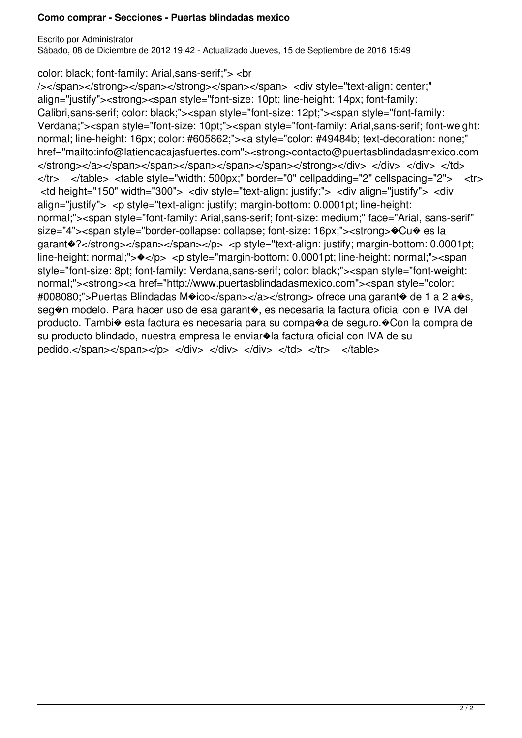color: black; font-family: Arial,sans-serif;"> <br /></span></strong></span></strong></span></span> <div style="text-align: center;" align="justify"><strong><span style="font-size: 10pt; line-height: 14px; font-family: Calibri,sans-serif; color: black;"><span style="font-size: 12pt;"><span style="font-family: Verdana;"><span style="font-size: 10pt;"><span style="font-family: Arial,sans-serif; font-weight: normal; line-height: 16px; color: #605862;"><a style="color: #49484b; text-decoration: none;" href="mailto:info@latiendacajasfuertes.com"><strong>contacto@puertasblindadasmexico.com </strong></a></span></span></span></span></span></strong></div> </div> </div> </td> </tr> </table> <table style="width: 500px;" border="0" cellpadding="2" cellspacing="2"> <tr> <td height="150" width="300"> <div style="text-align: justify;"> <div align="justify"> <div align="justify"> <p style="text-align: justify; margin-bottom: 0.0001pt; line-height: normal;"><span style="font-family: Arial,sans-serif; font-size: medium;" face="Arial, sans-serif" size="4"><span style="border-collapse: collapse; font-size: 16px;"><strong>�Cu� es la garant�?</strong></span></span></p> <p style="text-align: justify; margin-bottom: 0.0001pt; line-height: normal;">�</p> <p style="margin-bottom: 0.0001pt; line-height: normal;"><span style="font-size: 8pt; font-family: Verdana,sans-serif; color: black;"><span style="font-weight: normal;"><strong><a href="http://www.puertasblindadasmexico.com"><span style="color: #008080;">Puertas Blindadas M�ico</span></a></strong> ofrece una garant� de 1 a 2 a�s, seg�n modelo. Para hacer uso de esa garant�, es necesaria la factura oficial con el IVA del producto. Tambi� esta factura es necesaria para su compa�a de seguro.�Con la compra de su producto blindado, nuestra empresa le enviar�la factura oficial con IVA de su pedido.</span></span></p> </div> </div> </div> </td> </tr> </table>